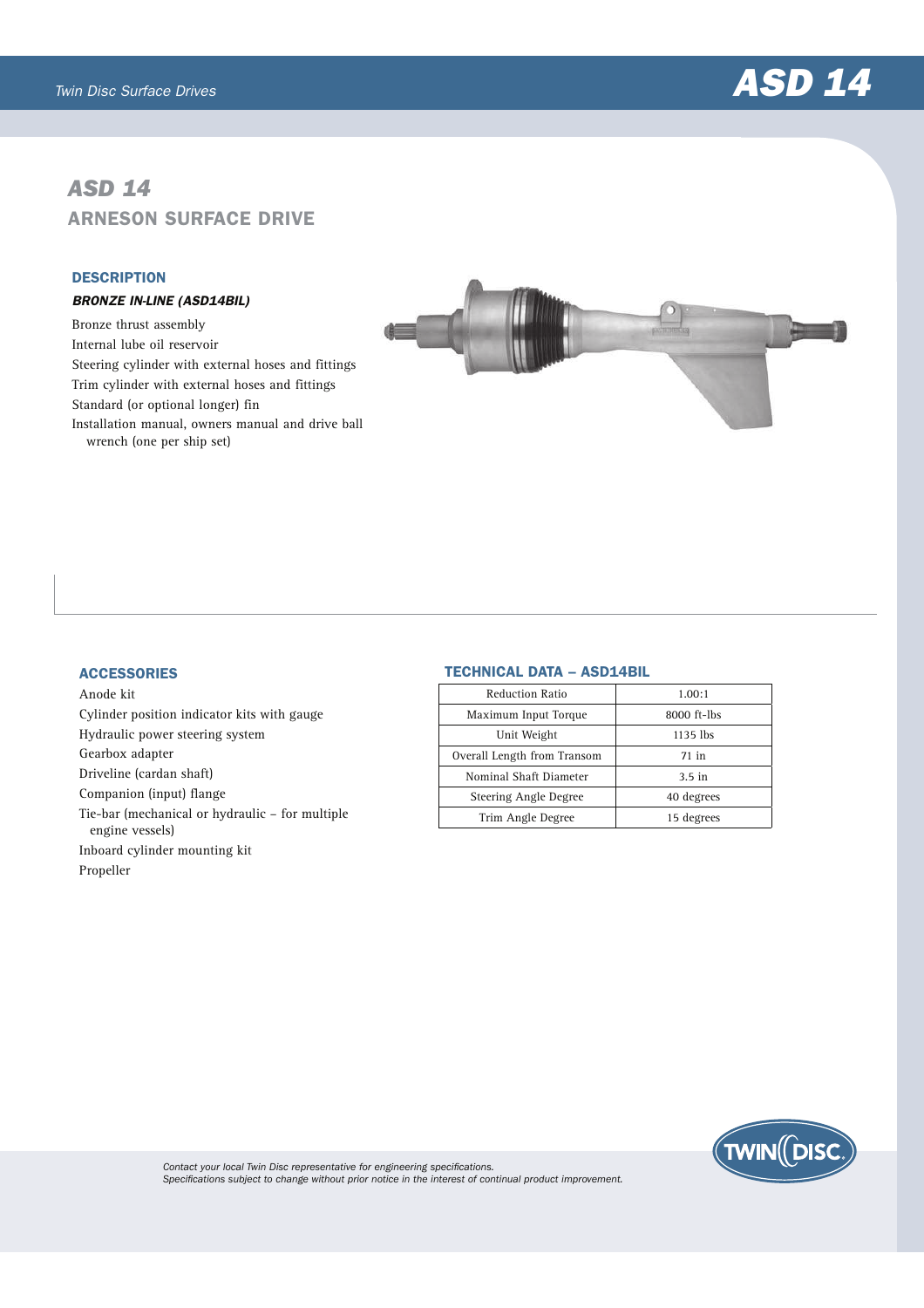# ASD 14

## ARNESON SURFACE DRIVE

### DESCRIPTION

***BRONZE IN-LINE (ASD14BIL)***

Bronze thrust assembly
Internal lube oil reservoir
Steering cylinder with external hoses and fittings
Trim cylinder with external hoses and fittings
Standard (or optional longer) fin
Installation manual, owners manual and drive ball wrench (one per ship set)

### ACCESSORIES

Anode kit
Cylinder position indicator kits with gauge
Hydraulic power steering system
Gearbox adapter
Driveline (cardan shaft)
Companion (input) flange
Tie-bar (mechanical or hydraulic – for multiple engine vessels)
Inboard cylinder mounting kit
Propeller

### TECHNICAL DATA – ASD14BIL

| | |
|---|---|
| Reduction Ratio | 1.00:1 |
| Maximum Input Torque | 8000 ft-lbs |
| Unit Weight | 1135 lbs |
| Overall Length from Transom | 71 in |
| Nominal Shaft Diameter | 3.5 in |
| Steering Angle Degree | 40 degrees |
| Trim Angle Degree | 15 degrees |

*Contact your local Twin Disc representative for engineering specifications.*
*Specifications subject to change without prior notice in the interest of continual product improvement.*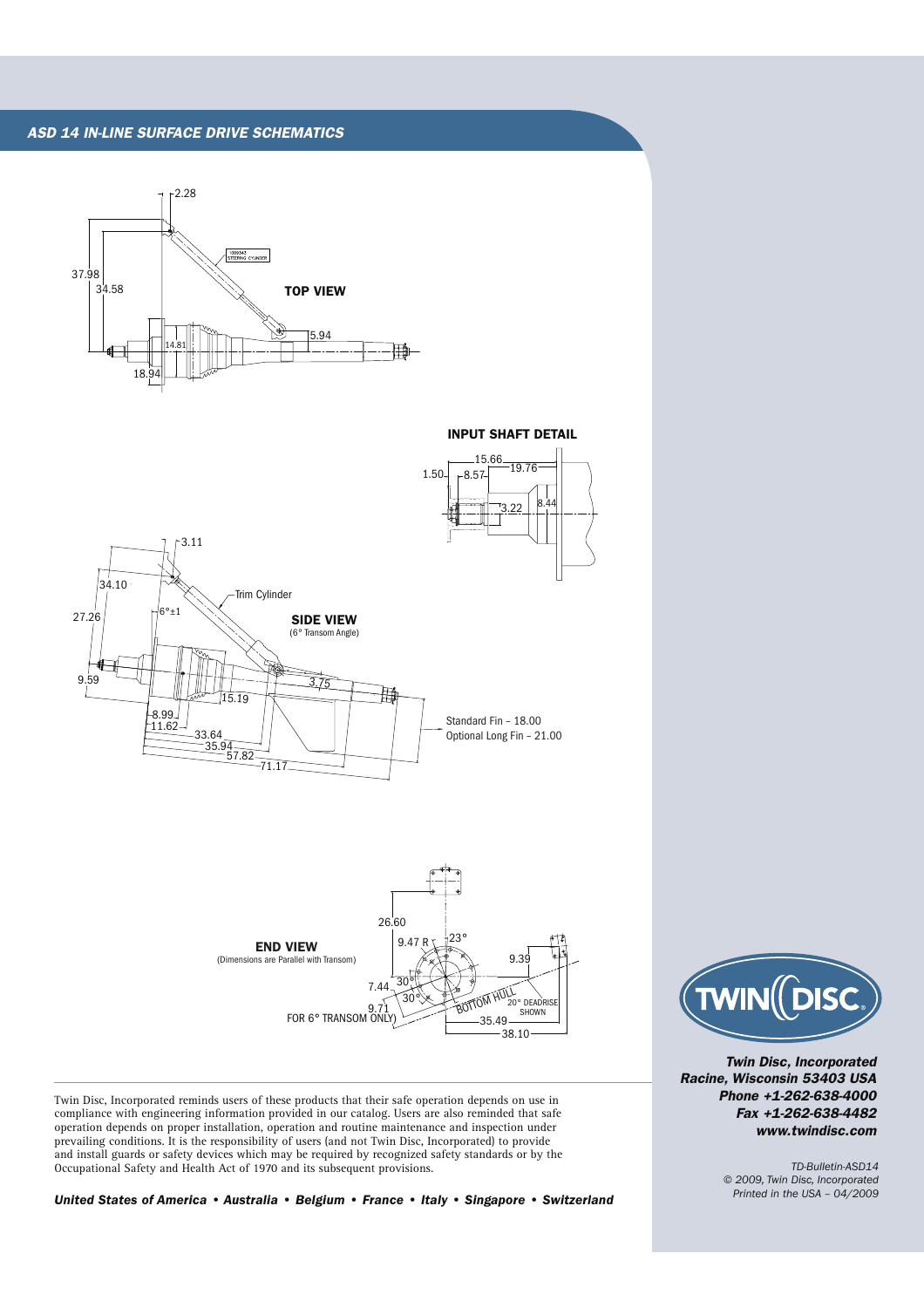## ASD 14 IN-LINE SURFACE DRIVE SCHEMATICS

**TOP VIEW**

2.28
37.98
34.58
14.81
18.94
5.94
1009343 STEERING CYLINDER

**INPUT SHAFT DETAIL**

15.66
1.50
8.57
19.76
3.22
8.44

**SIDE VIEW**
(6° Transom Angle)

3.11
34.10
27.26
6°±1
Trim Cylinder
9.59
3.75
15.19
8.99
11.62
33.64
35.94
57.82
71.17

Standard Fin – 18.00
Optional Long Fin – 21.00

**END VIEW**
(Dimensions are Parallel with Transom)

26.60
9.47 R
23°
9.39
7.44
30°
30°
9.71
FOR 6° TRANSOM ONLY)
BOTTOM HULL
20° DEADRISE SHOWN
35.49
38.10

Twin Disc, Incorporated reminds users of these products that their safe operation depends on use in compliance with engineering information provided in our catalog. Users are also reminded that safe operation depends on proper installation, operation and routine maintenance and inspection under prevailing conditions. It is the responsibility of users (and not Twin Disc, Incorporated) to provide and install guards or safety devices which may be required by recognized safety standards or by the Occupational Safety and Health Act of 1970 and its subsequent provisions.

***United States of America • Australia • Belgium • France • Italy • Singapore • Switzerland***

TWIN DISC

***Twin Disc, Incorporated***
***Racine, Wisconsin 53403 USA***
***Phone +1-262-638-4000***
***Fax +1-262-638-4482***
***www.twindisc.com***

*TD-Bulletin-ASD14*
*© 2009, Twin Disc, Incorporated*
*Printed in the USA – 04/2009*